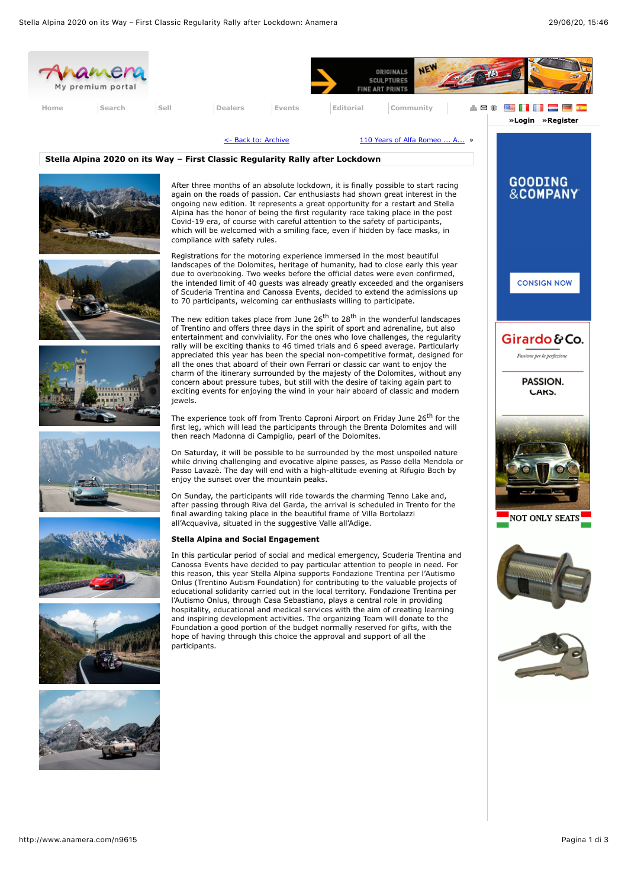[<- Back to: Archive]  [110 Years of Alfa Romeo ... A...] »

# Stella Alpina 2020 on its Way – First Classic Regularity Rally after Lockdown

After three months of an absolute lockdown, it is finally possible to start racing again on the roads of passion. Car enthusiasts had shown great interest in the ongoing new edition. It represents a great opportunity for a restart and Stella Alpina has the honor of being the first regularity race taking place in the post Covid-19 era, of course with careful attention to the safety of participants, which will be welcomed with a smiling face, even if hidden by face masks, in compliance with safety rules.

Registrations for the motoring experience immersed in the most beautiful landscapes of the Dolomites, heritage of humanity, had to close early this year due to overbooking. Two weeks before the official dates were even confirmed, the intended limit of 40 guests was already greatly exceeded and the organisers of Scuderia Trentina and Canossa Events, decided to extend the admissions up to 70 participants, welcoming car enthusiasts willing to participate.

The new edition takes place from June 26th to 28th in the wonderful landscapes of Trentino and offers three days in the spirit of sport and adrenaline, but also entertainment and conviviality. For the ones who love challenges, the regularity rally will be exciting thanks to 46 timed trials and 6 speed average. Particularly appreciated this year has been the special non-competitive format, designed for all the ones that aboard of their own Ferrari or classic car want to enjoy the charm of the itinerary surrounded by the majesty of the Dolomites, without any concern about pressure tubes, but still with the desire of taking again part to exciting events for enjoying the wind in your hair aboard of classic and modern jewels.

The experience took off from Trento Caproni Airport on Friday June 26th for the first leg, which will lead the participants through the Brenta Dolomites and will then reach Madonna di Campiglio, pearl of the Dolomites.

On Saturday, it will be possible to be surrounded by the most unspoiled nature while driving challenging and evocative alpine passes, as Passo della Mendola or Passo Lavazè. The day will end with a high-altitude evening at Rifugio Boch by enjoy the sunset over the mountain peaks.

On Sunday, the participants will ride towards the charming Tenno Lake and, after passing through Riva del Garda, the arrival is scheduled in Trento for the final awarding taking place in the beautiful frame of Villa Bortolazzi all'Acquaviva, situated in the suggestive Valle all'Adige.

**Stella Alpina and Social Engagement**

In this particular period of social and medical emergency, Scuderia Trentina and Canossa Events have decided to pay particular attention to people in need. For this reason, this year Stella Alpina supports Fondazione Trentina per l'Autismo Onlus (Trentino Autism Foundation) for contributing to the valuable projects of educational solidarity carried out in the local territory. Fondazione Trentina per l'Autismo Onlus, through Casa Sebastiano, plays a central role in providing hospitality, educational and medical services with the aim of creating learning and inspiring development activities. The organizing Team will donate to the Foundation a good portion of the budget normally reserved for gifts, with the hope of having through this choice the approval and support of all the participants.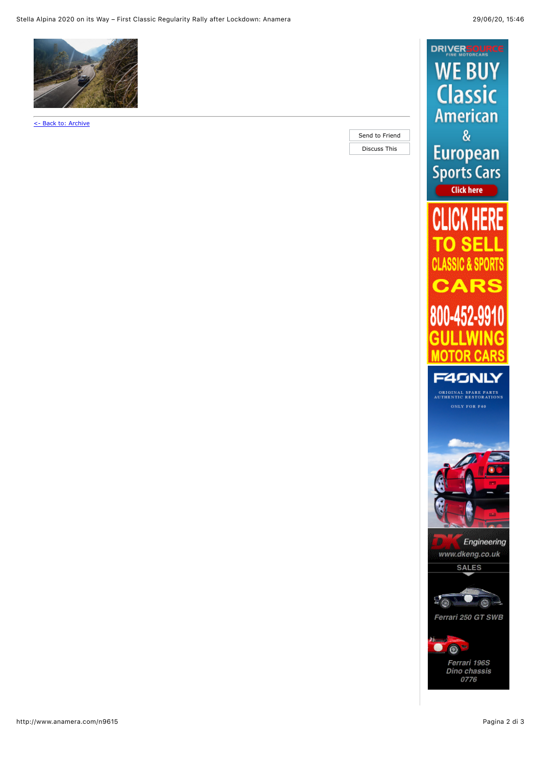[<- Back to: Archive](#)

Send to Friend

Discuss This